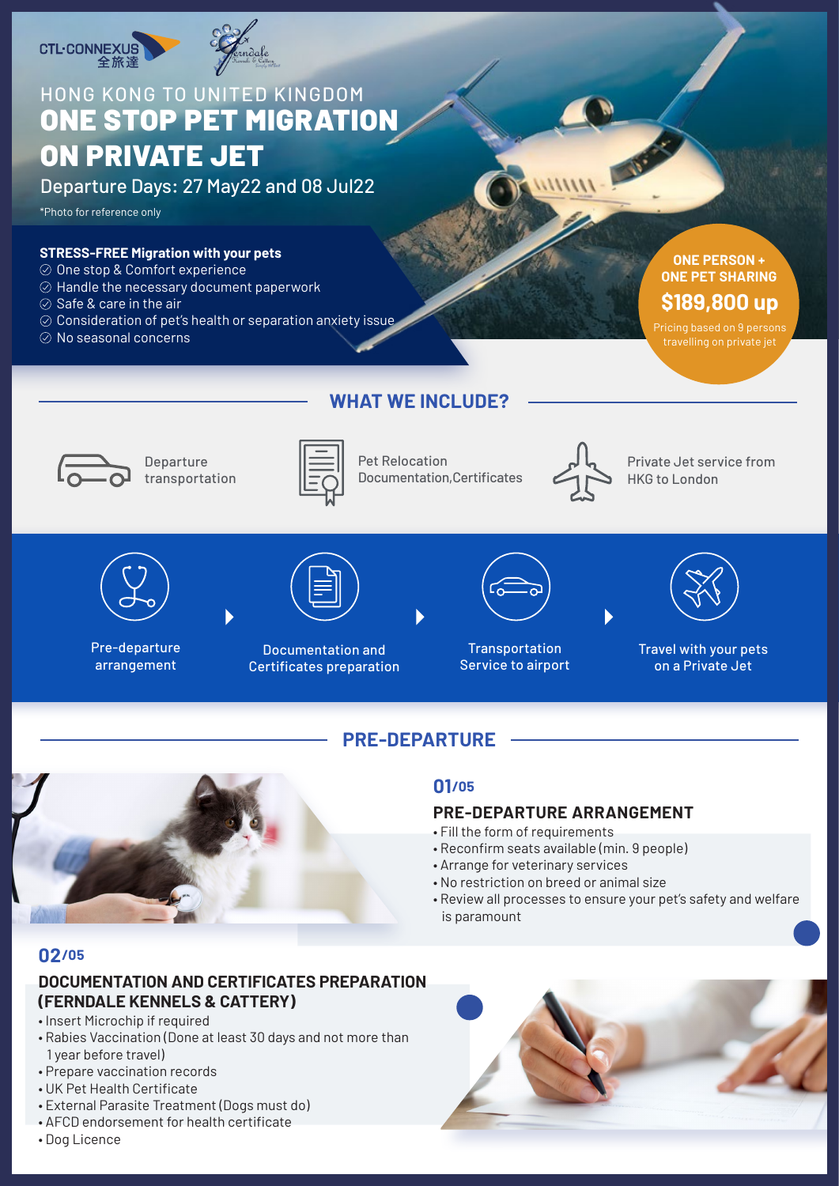CTL·CONNEXUS 全旅達

HONG KONG TO UNITED KINGDOM

# ONE STOP PET MIGRATION ON PRIVATE JET

Departure Days: 27 May22 and 08 Jul22

*Photo for reference only

**STRESS-FREE Migration with your pets**

- One stop & Comfort experience
- Handle the necessary document paperwork
- Safe & care in the air
- Consideration of pet's health or separation anxiety issue
- No seasonal concerns

**ONE PERSON + ONE PET SHARING**

**$189,800 up**

Pricing based on 9 persons travelling on private jet

## WHAT WE INCLUDE?

- Departure transportation
- Pet Relocation Documentation,Certificates
- Private Jet service from HKG to London

Pre-departure arrangement → Documentation and Certificates preparation → Transportation Service to airport → Travel with your pets on a Private Jet

## PRE-DEPARTURE

### 01/05

### PRE-DEPARTURE ARRANGEMENT

- Fill the form of requirements
- Reconfirm seats available (min. 9 people)
- Arrange for veterinary services
- No restriction on breed or animal size
- Review all processes to ensure your pet's safety and welfare is paramount

### 02/05

### DOCUMENTATION AND CERTIFICATES PREPARATION (FERNDALE KENNELS & CATTERY)

- Insert Microchip if required
- Rabies Vaccination (Done at least 30 days and not more than 1 year before travel)
- Prepare vaccination records
- UK Pet Health Certificate
- External Parasite Treatment (Dogs must do)
- AFCD endorsement for health certificate
- Dog Licence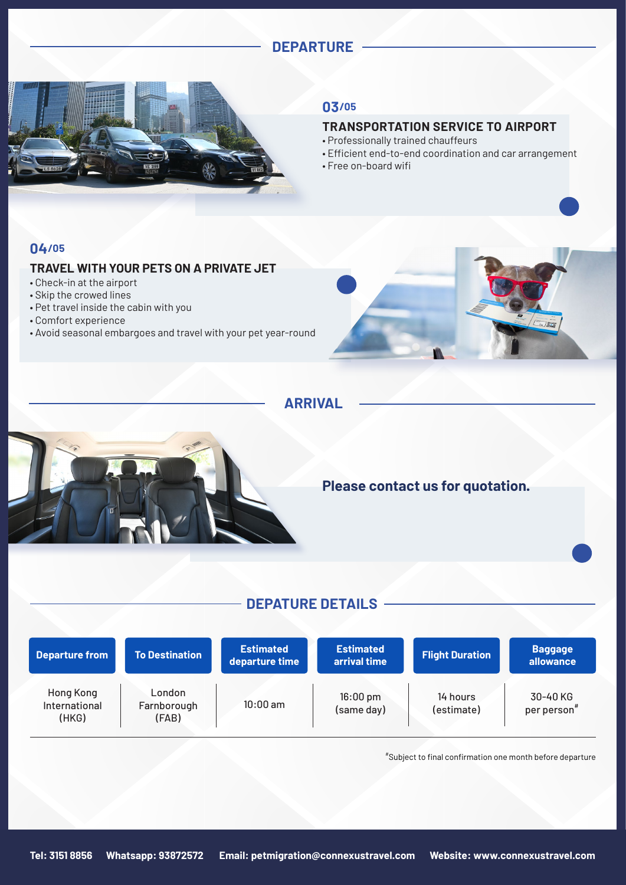## DEPARTURE

**03/05**

### TRANSPORTATION SERVICE TO AIRPORT

- Professionally trained chauffeurs
- Efficient end-to-end coordination and car arrangement
- Free on-board wifi

**04/05**

### TRAVEL WITH YOUR PETS ON A PRIVATE JET

- Check-in at the airport
- Skip the crowed lines
- Pet travel inside the cabin with you
- Comfort experience
- Avoid seasonal embargoes and travel with your pet year-round

## ARRIVAL

**Please contact us for quotation.**

## DEPATURE DETAILS

| Departure from | To Destination | Estimated departure time | Estimated arrival time | Flight Duration | Baggage allowance |
|---|---|---|---|---|---|
| Hong Kong International (HKG) | London Farnborough (FAB) | 10:00 am | 16:00 pm (same day) | 14 hours (estimate) | 30-40 KG per person[#] |

[#]Subject to final confirmation one month before departure

**Tel: 3151 8856 Whatsapp: 93872572 Email: petmigration@connexustravel.com Website: www.connexustravel.com**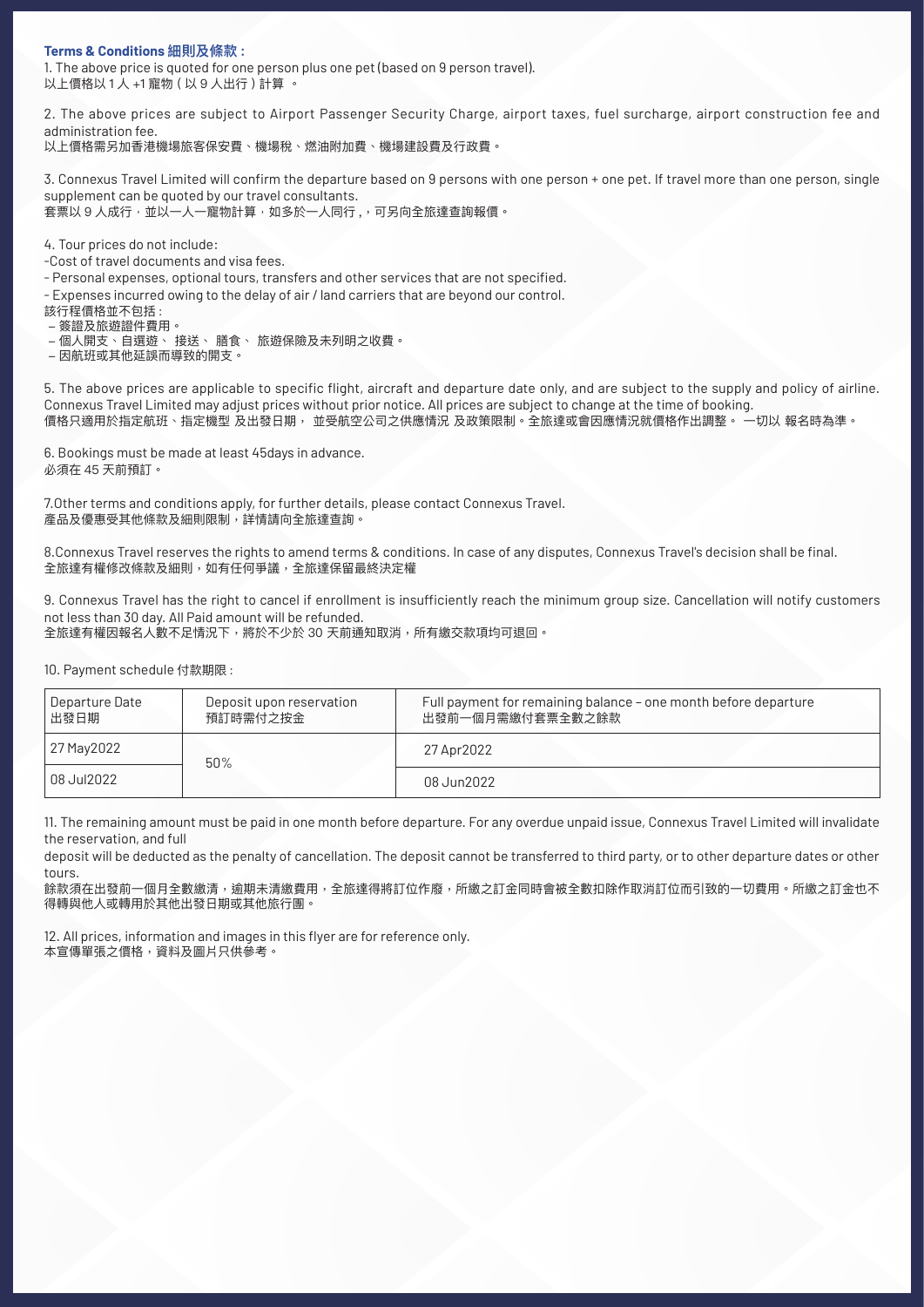**Terms & Conditions 細則及條款 :**

1. The above price is quoted for one person plus one pet (based on 9 person travel).
以上價格以 1 人 +1 寵物 ( 以 9 人出行 ) 計算 。

2. The above prices are subject to Airport Passenger Security Charge, airport taxes, fuel surcharge, airport construction fee and administration fee.
以上價格需另加香港機場旅客保安費、機場稅、燃油附加費、機場建設費及行政費。

3. Connexus Travel Limited will confirm the departure based on 9 persons with one person + one pet. If travel more than one person, single supplement can be quoted by our travel consultants.
套票以 9 人成行，並以一人一寵物計算，如多於一人同行 , ，可另向全旅達查詢報價。

4. Tour prices do not include:
-Cost of travel documents and visa fees.
- Personal expenses, optional tours, transfers and other services that are not specified.
- Expenses incurred owing to the delay of air / land carriers that are beyond our control.
該行程價格並不包括 :
– 簽證及旅遊證件費用。
– 個人開支、自選遊、 接送、 膳食、 旅遊保險及未列明之收費。
– 因航班或其他延誤而導致的開支。

5. The above prices are applicable to specific flight, aircraft and departure date only, and are subject to the supply and policy of airline. Connexus Travel Limited may adjust prices without prior notice. All prices are subject to change at the time of booking.
價格只適用於指定航班、指定機型 及出發日期， 並受航空公司之供應情況 及政策限制。全旅達或會因應情況就價格作出調整。 一切以 報名時為準。

6. Bookings must be made at least 45days in advance.
必須在 45 天前預訂。

7.Other terms and conditions apply, for further details, please contact Connexus Travel.
產品及優惠受其他條款及細則限制，詳情請向全旅達查詢。

8.Connexus Travel reserves the rights to amend terms & conditions. In case of any disputes, Connexus Travel's decision shall be final.
全旅達有權修改條款及細則，如有任何爭議，全旅達保留最終決定權

9. Connexus Travel has the right to cancel if enrollment is insufficiently reach the minimum group size. Cancellation will notify customers not less than 30 day. All Paid amount will be refunded.
全旅達有權因報名人數不足情況下，將於不少於 30 天前通知取消，所有繳交款項均可退回。

10. Payment schedule 付款期限 :

| Departure Date 出發日期 | Deposit upon reservation 預訂時需付之按金 | Full payment for remaining balance – one month before departure 出發前一個月需繳付套票全數之餘款 |
|---|---|---|
| 27 May2022 | 50% | 27 Apr2022 |
| 08 Jul2022 | | 08 Jun2022 |

11. The remaining amount must be paid in one month before departure. For any overdue unpaid issue, Connexus Travel Limited will invalidate the reservation, and full
deposit will be deducted as the penalty of cancellation. The deposit cannot be transferred to third party, or to other departure dates or other tours.
餘款須在出發前一個月全數繳清，逾期未清繳費用，全旅達得將訂位作廢，所繳之訂金同時會被全數扣除作取消訂位而引致的一切費用。所繳之訂金也不得轉與他人或轉用於其他出發日期或其他旅行團。

12. All prices, information and images in this flyer are for reference only.
本宣傳單張之價格，資料及圖片只供參考。